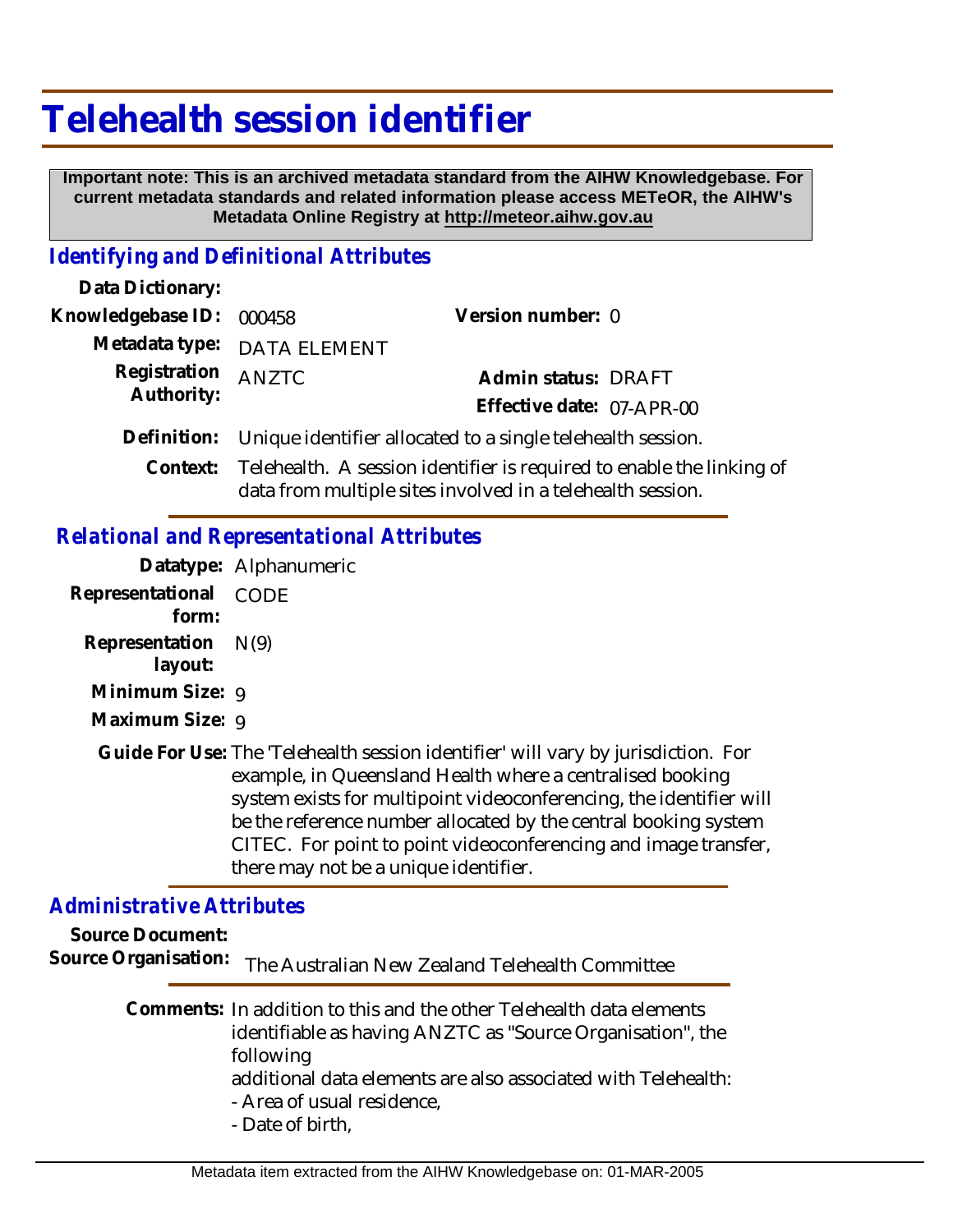# Telehealth session identifier

**Important note: This is an archived metadata standard from the AIHW Knowledgebase. For current metadata standards and related information please access METeOR, the AIHW's Metadata Online Registry at http://meteor.aihw.gov.au**

## *Identifying and Definitional Attributes*

**Data Dictionary:**

**Knowledgebase ID:** 000458

**Version number:** 0

**Metadata type:** DATA ELEMENT

**Registration Authority:** ANZTC

**Admin status:** DRAFT

**Effective date:** 07-APR-00

**Definition:** Unique identifier allocated to a single telehealth session.

**Context:** Telehealth. A session identifier is required to enable the linking of data from multiple sites involved in a telehealth session.

## *Relational and Representational Attributes*

**Datatype:** Alphanumeric

**Representational form:** CODE

**Representation layout:** N(9)

**Minimum Size:** 9

**Maximum Size:** 9

**Guide For Use:** The 'Telehealth session identifier' will vary by jurisdiction. For example, in Queensland Health where a centralised booking system exists for multipoint videoconferencing, the identifier will be the reference number allocated by the central booking system CITEC. For point to point videoconferencing and image transfer, there may not be a unique identifier.

## *Administrative Attributes*

**Source Document:**

**Source Organisation:** The Australian New Zealand Telehealth Committee

**Comments:** In addition to this and the other Telehealth data elements identifiable as having ANZTC as "Source Organisation", the following
additional data elements are also associated with Telehealth:
- Area of usual residence,
- Date of birth,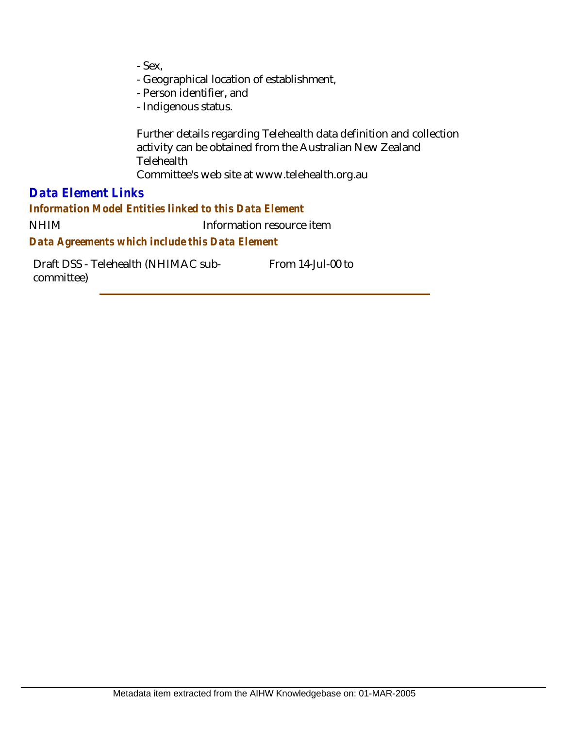- Sex,
- Geographical location of establishment,
- Person identifier, and
- Indigenous status.

Further details regarding Telehealth data definition and collection activity can be obtained from the Australian New Zealand Telehealth Committee's web site at www.telehealth.org.au

## Data Element Links

### Information Model Entities linked to this Data Element

| | |
|---|---|
| NHIM | Information resource item |

### Data Agreements which include this Data Element

| | |
|---|---|
| Draft DSS - Telehealth (NHIMAC sub-committee) | From 14-Jul-00 to |

Metadata item extracted from the AIHW Knowledgebase on: 01-MAR-2005